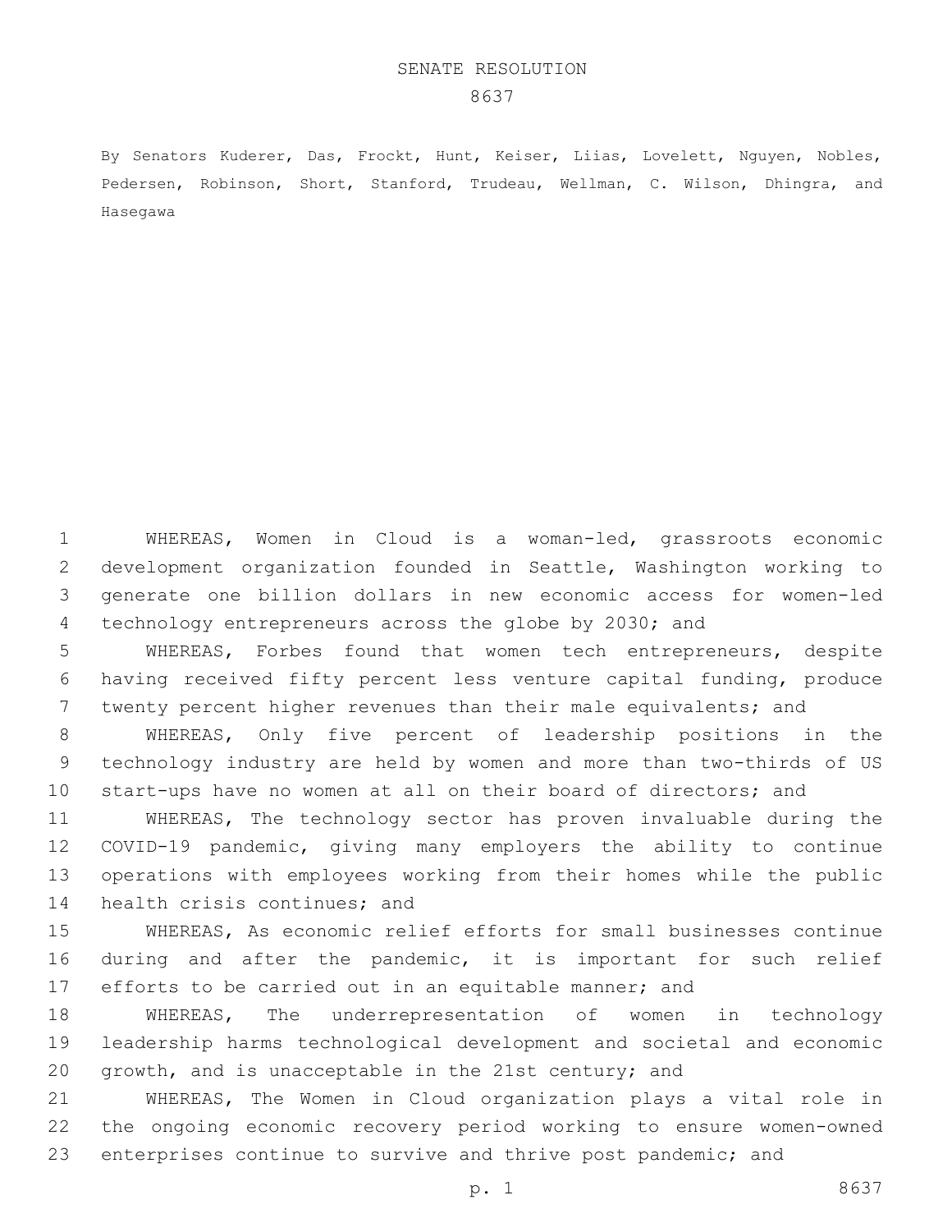# SENATE RESOLUTION 8637

By Senators Kuderer, Das, Frockt, Hunt, Keiser, Liias, Lovelett, Nguyen, Nobles, Pedersen, Robinson, Short, Stanford, Trudeau, Wellman, C. Wilson, Dhingra, and Hasegawa

WHEREAS, Women in Cloud is a woman-led, grassroots economic development organization founded in Seattle, Washington working to generate one billion dollars in new economic access for women-led technology entrepreneurs across the globe by 2030; and

WHEREAS, Forbes found that women tech entrepreneurs, despite having received fifty percent less venture capital funding, produce twenty percent higher revenues than their male equivalents; and

WHEREAS, Only five percent of leadership positions in the technology industry are held by women and more than two-thirds of US start-ups have no women at all on their board of directors; and

WHEREAS, The technology sector has proven invaluable during the COVID-19 pandemic, giving many employers the ability to continue operations with employees working from their homes while the public health crisis continues; and

WHEREAS, As economic relief efforts for small businesses continue during and after the pandemic, it is important for such relief efforts to be carried out in an equitable manner; and

WHEREAS, The underrepresentation of women in technology leadership harms technological development and societal and economic growth, and is unacceptable in the 21st century; and

WHEREAS, The Women in Cloud organization plays a vital role in the ongoing economic recovery period working to ensure women-owned enterprises continue to survive and thrive post pandemic; and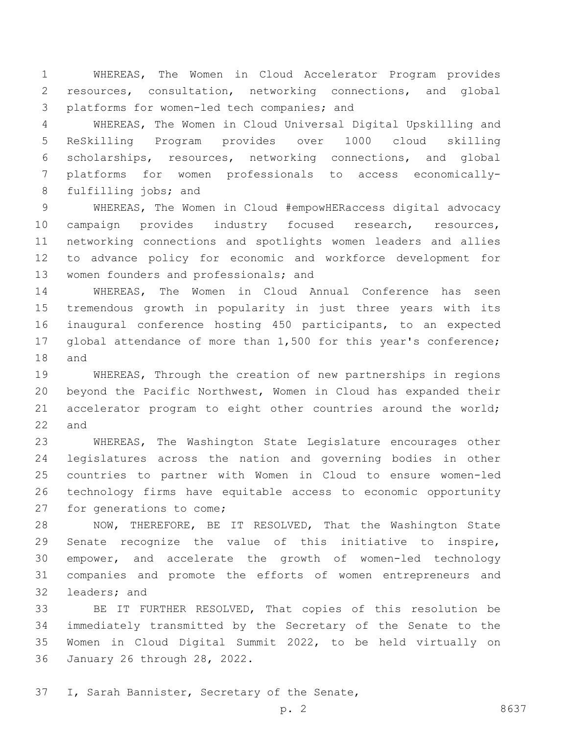WHEREAS, The Women in Cloud Accelerator Program provides resources, consultation, networking connections, and global platforms for women-led tech companies; and

WHEREAS, The Women in Cloud Universal Digital Upskilling and ReSkilling Program provides over 1000 cloud skilling scholarships, resources, networking connections, and global platforms for women professionals to access economically-fulfilling jobs; and

WHEREAS, The Women in Cloud #empowHERaccess digital advocacy campaign provides industry focused research, resources, networking connections and spotlights women leaders and allies to advance policy for economic and workforce development for women founders and professionals; and

WHEREAS, The Women in Cloud Annual Conference has seen tremendous growth in popularity in just three years with its inaugural conference hosting 450 participants, to an expected global attendance of more than 1,500 for this year's conference; and

WHEREAS, Through the creation of new partnerships in regions beyond the Pacific Northwest, Women in Cloud has expanded their accelerator program to eight other countries around the world; and

WHEREAS, The Washington State Legislature encourages other legislatures across the nation and governing bodies in other countries to partner with Women in Cloud to ensure women-led technology firms have equitable access to economic opportunity for generations to come;

NOW, THEREFORE, BE IT RESOLVED, That the Washington State Senate recognize the value of this initiative to inspire, empower, and accelerate the growth of women-led technology companies and promote the efforts of women entrepreneurs and leaders; and

BE IT FURTHER RESOLVED, That copies of this resolution be immediately transmitted by the Secretary of the Senate to the Women in Cloud Digital Summit 2022, to be held virtually on January 26 through 28, 2022.

I, Sarah Bannister, Secretary of the Senate,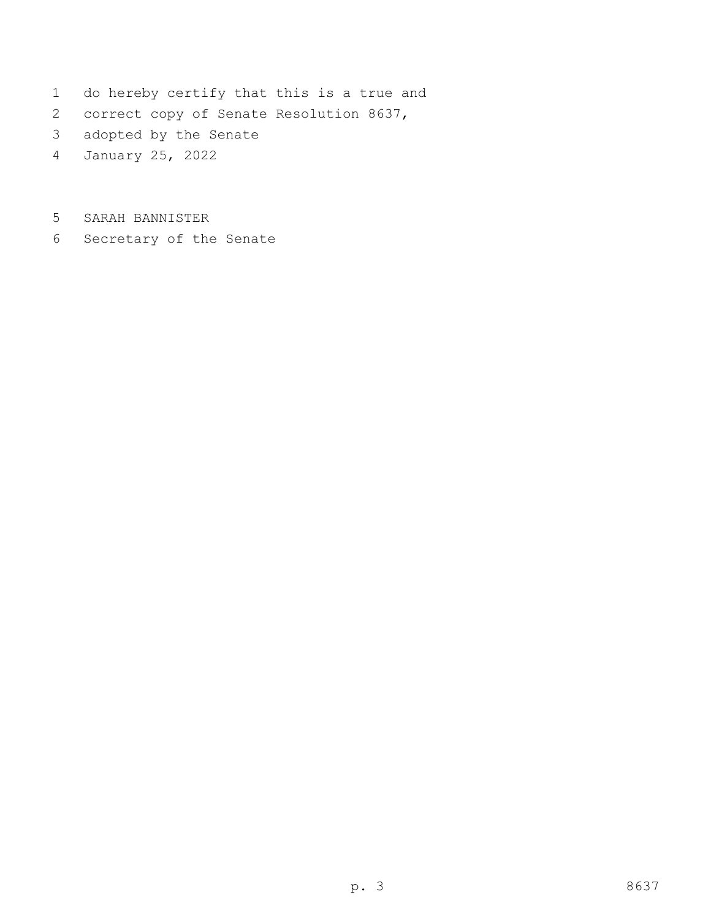do hereby certify that this is a true and correct copy of Senate Resolution 8637, adopted by the Senate January 25, 2022

SARAH BANNISTER
Secretary of the Senate